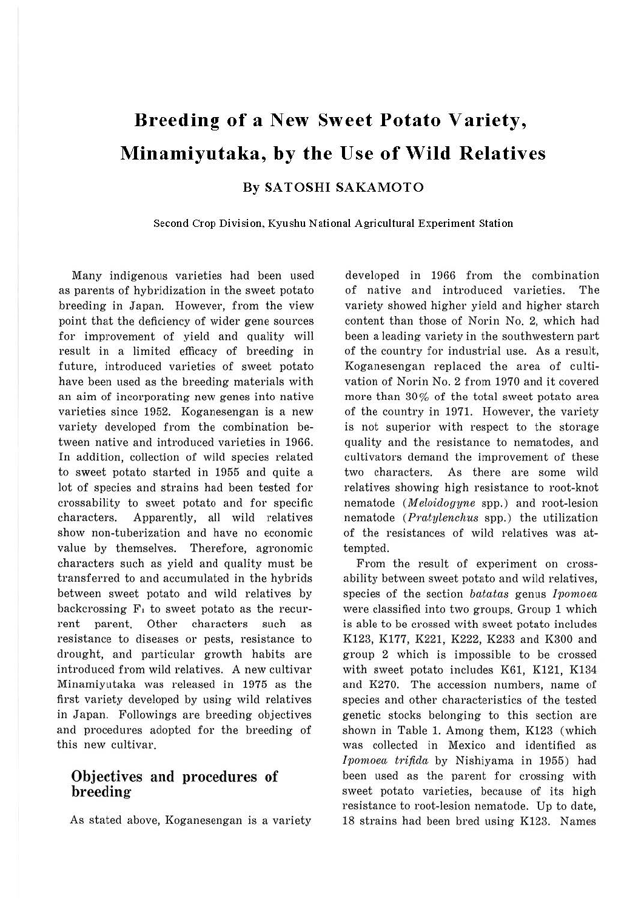# Breeding of a New Sweet Potato Variety, Minamiyutaka, by the Use of Wild Relatives

### By SATOSHI SAKAMOTO

Second Crop Division, Kyushu National Agricultural Experiment Station

Many indigenous varieties had been used as parents of hybridization in the sweet potato breeding in Japan. However, from the view point that the deficiency of wider gene sources for improvement of yield and quality will result in a limited efficacy of breeding in future, introduced varieties of sweet potato have been used as the breeding materials with an aim of incorporating new genes into native varieties since 1952. Koganesengan is a new variety developed from the combination between native and introduced varieties in 1966. In addition, collection of wild species related to sweet potato started in 1955 and quite a lot of species and strains had been tested for crossability to sweet potato and for specific characters. Apparently, all wild relatives show non-tuberization and have no economic value by themselves. Therefore, agronomic characters such as yield and quality must be transferred to and accumulated in the hybrids between sweet potato and wild relatives by backcrossing $F_1$ to sweet potato as the recurrent parent. Other characters such as resistance to diseases or pests, resistance to drought, and particular growth habits are introduced from wild relatives. A new cultivar Minamiyutaka was released in 1975 as the first variety developed by using wild relatives in Japan. Followings are breeding objectives and procedures adopted for the breeding of this new cultivar.

## Objectives and procedures of breeding

As stated above, Koganesengan is a variety developed in 1966 from the combination of native and introduced varieties. The variety showed higher yield and higher starch content than those of Norin No. 2, which had been a leading variety in the southwestern part of the country for industrial use. As a result, Koganesengan replaced the area of cultivation of Norin No. 2 from 1970 and it covered more than 30% of the total sweet potato area of the country in 1971. However, the variety is not superior with respect to the storage quality and the resistance to nematodes, and cultivators demand the improvement of these two characters. As there are some wild relatives showing high resistance to root-knot nematode (*Meloidogyne* spp.) and root-lesion nematode (*Pratylenchus* spp.) the utilization of the resistances of wild relatives was attempted.

From the result of experiment on crossability between sweet potato and wild relatives, species of the section *batatas* genus *Ipomoea* were classified into two groups. Group 1 which is able to be crossed with sweet potato includes K123, K177, K221, K222, K233 and K300 and group 2 which is impossible to be crossed with sweet potato includes K61, K121, K134 and K270. The accession numbers, name of species and other characteristics of the tested genetic stocks belonging to this section are shown in Table 1. Among them, K123 (which was collected in Mexico and identified as *Ipomoea trifida* by Nishiyama in 1955) had been used as the parent for crossing with sweet potato varieties, because of its high resistance to root-lesion nematode. Up to date, 18 strains had been bred using K123. Names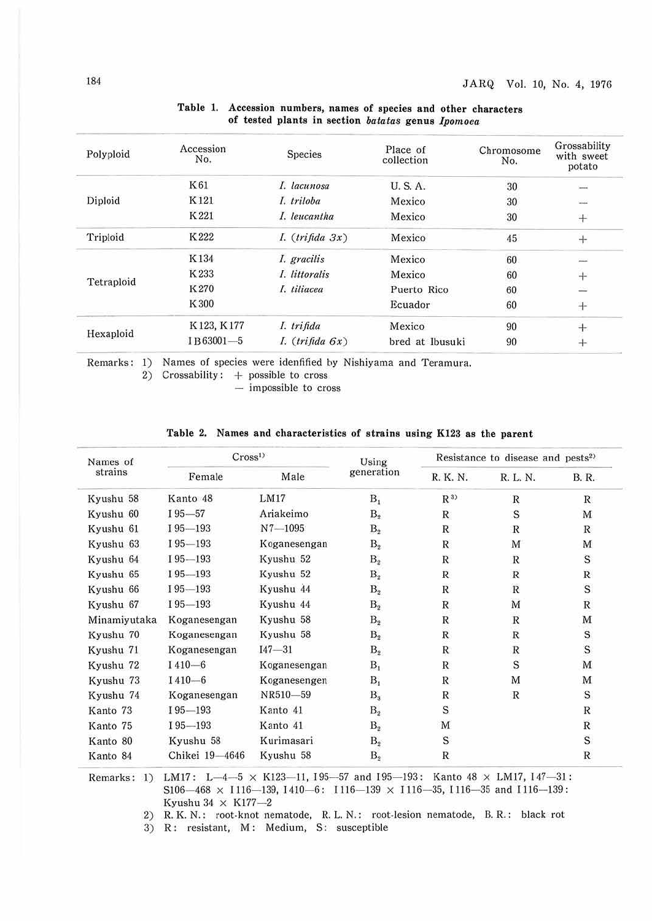**Table 1. Accession numbers, names of species and other characters of tested plants in section *batatas* genus *Ipomoea***

| Polyploid | Accession No. | Species | Place of collection | Chromosome No. | Grossability with sweet potato |
|---|---|---|---|---|---|
| Diploid | K61 | *I. lacunosa* | U. S. A. | 30 | — |
| | K121 | *I. triloba* | Mexico | 30 | — |
| | K221 | *I. leucantha* | Mexico | 30 | + |
| Triploid | K222 | *I.* (*trifida 3x*) | Mexico | 45 | + |
| Tetraploid | K134 | *I. gracilis* | Mexico | 60 | — |
| | K233 | *I. littoralis* | Mexico | 60 | + |
| | K270 | *I. tiliacea* | Puerto Rico | 60 | — |
| | K300 | | Ecuador | 60 | + |
| Hexaploid | K123, K177 | *I. trifida* | Mexico | 90 | + |
| | IB63001—5 | *I.* (*trifida 6x*) | bred at Ibusuki | 90 | + |

Remarks: 1) Names of species were idenfified by Nishiyama and Teramura.
2) Crossability: + possible to cross
— impossible to cross

**Table 2. Names and characteristics of strains using K123 as the parent**

| Names of strains | Cross[1] | | Using generation | Resistance to disease and pests[2] | | |
|---|---|---|---|---|---|---|
| | Female | Male | | R. K. N. | R. L. N. | B. R. |
| Kyushu 58 | Kanto 48 | LM17 | $B_1$ | R[3] | R | R |
| Kyushu 60 | I 95—57 | Ariakeimo | $B_2$ | R | S | M |
| Kyushu 61 | I 95—193 | N7—1095 | $B_2$ | R | R | R |
| Kyushu 63 | I 95—193 | Koganesengan | $B_2$ | R | M | M |
| Kyushu 64 | I 95—193 | Kyushu 52 | $B_2$ | R | R | S |
| Kyushu 65 | I 95—193 | Kyushu 52 | $B_2$ | R | R | R |
| Kyushu 66 | I 95—193 | Kyushu 44 | $B_2$ | R | R | S |
| Kyushu 67 | I 95—193 | Kyushu 44 | $B_2$ | R | M | R |
| Minamiyutaka | Koganesengan | Kyushu 58 | $B_2$ | R | R | M |
| Kyushu 70 | Koganesengan | Kyushu 58 | $B_2$ | R | R | S |
| Kyushu 71 | Koganesengan | I47—31 | $B_2$ | R | R | S |
| Kyushu 72 | I 410—6 | Koganesengan | $B_1$ | R | S | M |
| Kyushu 73 | I 410—6 | Koganesengen | $B_1$ | R | M | M |
| Kyushu 74 | Koganesengan | NR510—59 | $B_3$ | R | R | S |
| Kanto 73 | I 95—193 | Kanto 41 | $B_2$ | S | | R |
| Kanto 75 | I 95—193 | Kanto 41 | $B_2$ | M | | R |
| Kanto 80 | Kyushu 58 | Kurimasari | $B_2$ | S | | S |
| Kanto 84 | Chikei 19—4646 | Kyushu 58 | $B_2$ | R | | R |

Remarks: 1) LM17: L—4—5 × K123—11, I95—57 and I95—193: Kanto 48 × LM17, I47—31: S106—468 × I116—139, I410—6: I116—139 × I116—35, I116—35 and I116—139: Kyushu 34 × K177—2
2) R. K. N.: root-knot nematode, R. L. N.: root-lesion nematode, B. R.: black rot
3) R: resistant, M: Medium, S: susceptible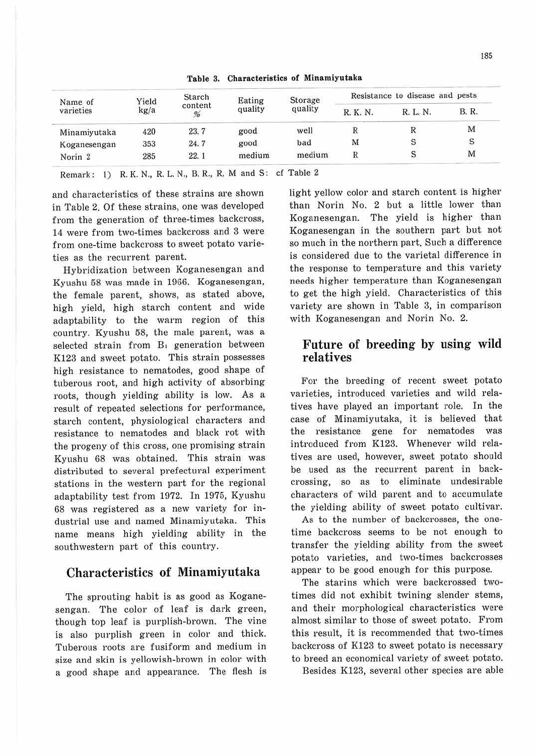Table 3. Characteristics of Minamiyutaka

| Name of varieties | Yield kg/a | Starch content % | Eating quality | Storage quality | Resistance to disease and pests | | |
|---|---|---|---|---|---|---|---|
| | | | | | R. K. N. | R. L. N. | B. R. |
| Minamiyutaka | 420 | 23.7 | good | well | R | R | M |
| Koganesengan | 353 | 24.7 | good | bad | M | S | S |
| Norin 2 | 285 | 22.1 | medium | medium | R | S | M |

Remark: 1) R. K. N., R. L. N., B. R., R, M and S: cf Table 2

and characteristics of these strains are shown in Table 2. Of these strains, one was developed from the generation of three-times backcross, 14 were from two-times backcross and 3 were from one-time backcross to sweet potato varieties as the recurrent parent.

Hybridization between Koganesengan and Kyushu 58 was made in 1966. Koganesengan, the female parent, shows, as stated above, high yield, high starch content and wide adaptability to the warm region of this country. Kyushu 58, the male parent, was a selected strain from $B_1$ generation between K123 and sweet potato. This strain possesses high resistance to nematodes, good shape of tuberous root, and high activity of absorbing roots, though yielding ability is low. As a result of repeated selections for performance, starch content, physiological characters and resistance to nematodes and black rot with the progeny of this cross, one promising strain Kyushu 68 was obtained. This strain was distributed to several prefectural experiment stations in the western part for the regional adaptability test from 1972. In 1975, Kyushu 68 was registered as a new variety for industrial use and named Minamiyutaka. This name means high yielding ability in the southwestern part of this country.

## Characteristics of Minamiyutaka

The sprouting habit is as good as Koganesengan. The color of leaf is dark green, though top leaf is purplish-brown. The vine is also purplish green in color and thick. Tuberous roots are fusiform and medium in size and skin is yellowish-brown in color with a good shape and appearance. The flesh is light yellow color and starch content is higher than Norin No. 2 but a little lower than Koganesengan. The yield is higher than Koganesengan in the southern part but not so much in the northern part. Such a difference is considered due to the varietal difference in the response to temperature and this variety needs higher temperature than Koganesengan to get the high yield. Characteristics of this variety are shown in Table 3, in comparison with Koganesengan and Norin No. 2.

## Future of breeding by using wild relatives

For the breeding of recent sweet potato varieties, introduced varieties and wild relatives have played an important role. In the case of Minamiyutaka, it is believed that the resistance gene for nematodes was introduced from K123. Whenever wild relatives are used, however, sweet potato should be used as the recurrent parent in backcrossing, so as to eliminate undesirable characters of wild parent and to accumulate the yielding ability of sweet potato cultivar.

As to the number of backcrosses, the one-time backcross seems to be not enough to transfer the yielding ability from the sweet potato varieties, and two-times backcrosses appear to be good enough for this purpose.

The starins which were backcrossed two-times did not exhibit twining slender stems, and their morphological characteristics were almost similar to those of sweet potato. From this result, it is recommended that two-times backcross of K123 to sweet potato is necessary to breed an economical variety of sweet potato.

Besides K123, several other species are able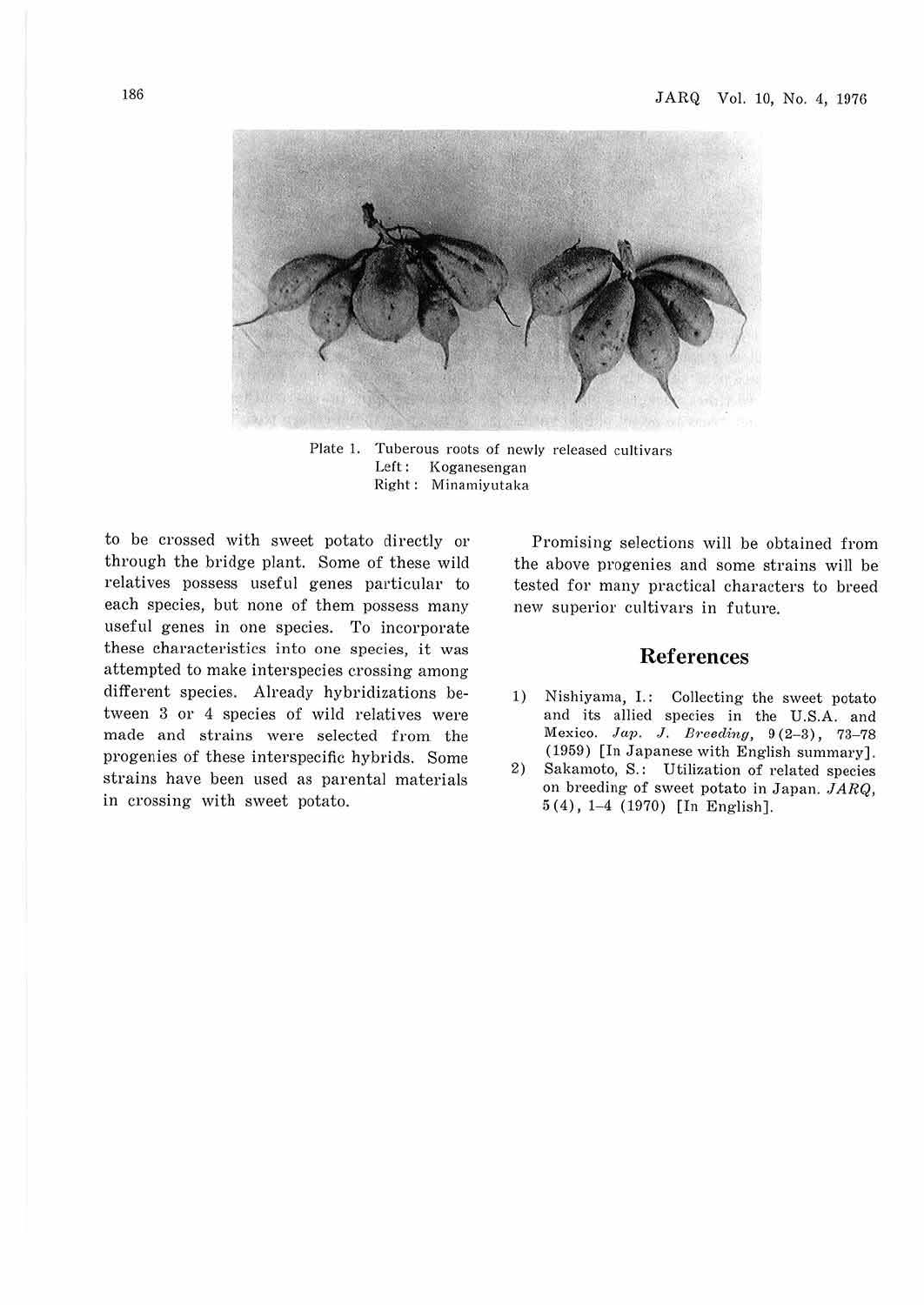Plate 1. Tuberous roots of newly released cultivars
Left: Koganesengan
Right: Minamiyutaka

to be crossed with sweet potato directly or through the bridge plant. Some of these wild relatives possess useful genes particular to each species, but none of them possess many useful genes in one species. To incorporate these characteristics into one species, it was attempted to make interspecies crossing among different species. Already hybridizations between 3 or 4 species of wild relatives were made and strains were selected from the progenies of these interspecific hybrids. Some strains have been used as parental materials in crossing with sweet potato.

Promising selections will be obtained from the above progenies and some strains will be tested for many practical characters to breed new superior cultivars in future.

## References

1) Nishiyama, I.: Collecting the sweet potato and its allied species in the U.S.A. and Mexico. *Jap. J. Breeding*, 9(2–3), 73–78 (1959) [In Japanese with English summary].
2) Sakamoto, S.: Utilization of related species on breeding of sweet potato in Japan. *JARQ*, 5(4), 1–4 (1970) [In English].